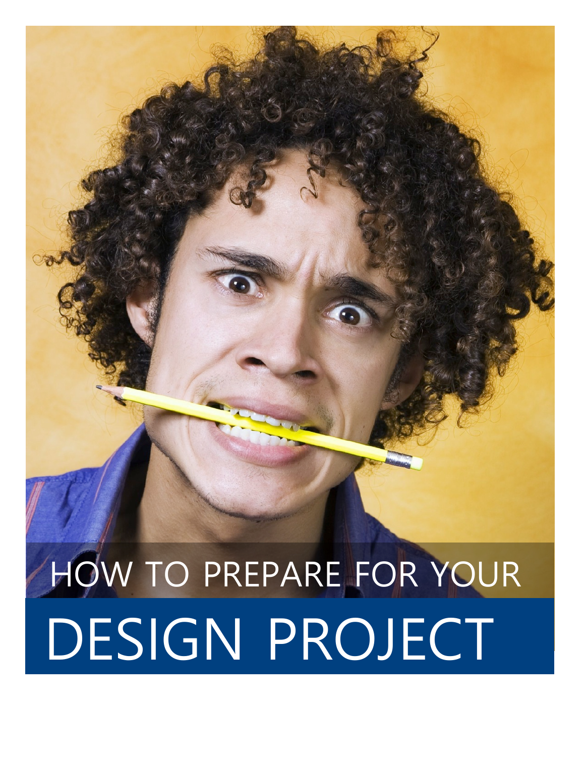# HOW TO PREPARE FOR YOUR DESIGN PROJECT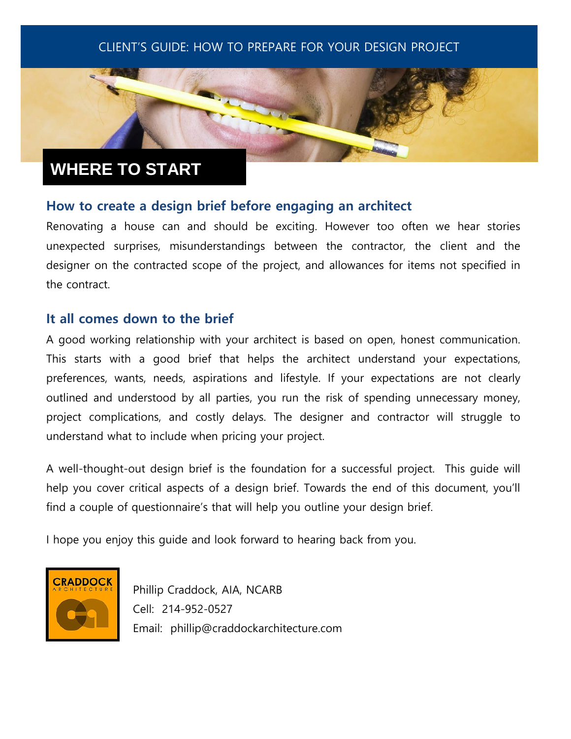CLIENT'S GUIDE: HOW TO PREPARE FOR YOUR DESIGN PROJECT

# WHERE TO START

## How to create a design brief before engaging an architect

Renovating a house can and should be exciting. However too often we hear stories unexpected surprises, misunderstandings between the contractor, the client and the designer on the contracted scope of the project, and allowances for items not specified in the contract.

## It all comes down to the brief

A good working relationship with your architect is based on open, honest communication. This starts with a good brief that helps the architect understand your expectations, preferences, wants, needs, aspirations and lifestyle. If your expectations are not clearly outlined and understood by all parties, you run the risk of spending unnecessary money, project complications, and costly delays. The designer and contractor will struggle to understand what to include when pricing your project.

A well-thought-out design brief is the foundation for a successful project. This guide will help you cover critical aspects of a design brief. Towards the end of this document, you'll find a couple of questionnaire's that will help you outline your design brief.

I hope you enjoy this guide and look forward to hearing back from you.

CRADDOCK ARCHITECTURE

Phillip Craddock, AIA, NCARB
Cell: 214-952-0527
Email: phillip@craddockarchitecture.com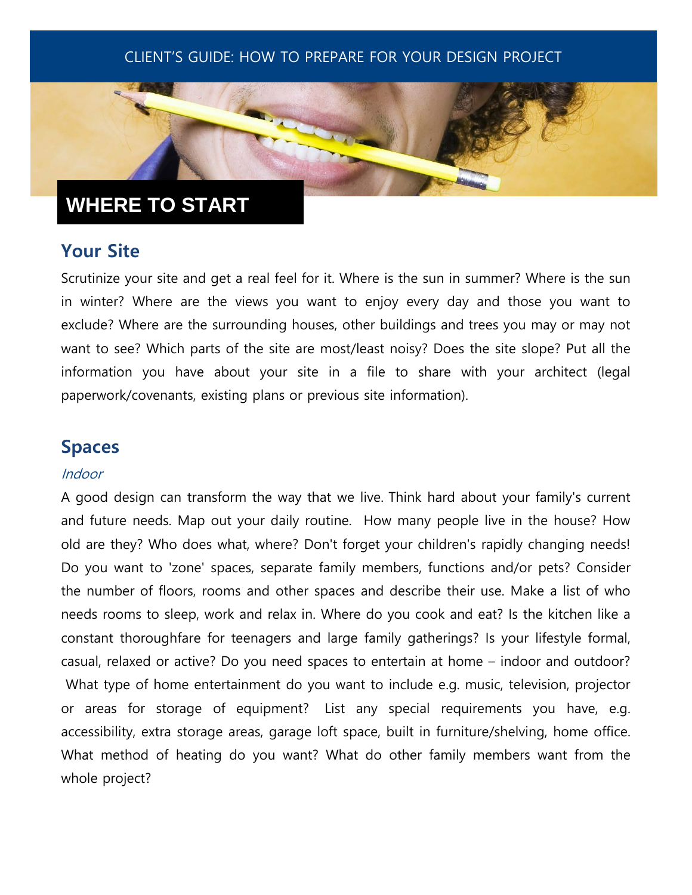# WHERE TO START

## Your Site

Scrutinize your site and get a real feel for it. Where is the sun in summer? Where is the sun in winter? Where are the views you want to enjoy every day and those you want to exclude? Where are the surrounding houses, other buildings and trees you may or may not want to see? Which parts of the site are most/least noisy? Does the site slope? Put all the information you have about your site in a file to share with your architect (legal paperwork/covenants, existing plans or previous site information).

## Spaces

### *Indoor*

A good design can transform the way that we live. Think hard about your family's current and future needs. Map out your daily routine. How many people live in the house? How old are they? Who does what, where? Don't forget your children's rapidly changing needs! Do you want to 'zone' spaces, separate family members, functions and/or pets? Consider the number of floors, rooms and other spaces and describe their use. Make a list of who needs rooms to sleep, work and relax in. Where do you cook and eat? Is the kitchen like a constant thoroughfare for teenagers and large family gatherings? Is your lifestyle formal, casual, relaxed or active? Do you need spaces to entertain at home – indoor and outdoor? What type of home entertainment do you want to include e.g. music, television, projector or areas for storage of equipment? List any special requirements you have, e.g. accessibility, extra storage areas, garage loft space, built in furniture/shelving, home office. What method of heating do you want? What do other family members want from the whole project?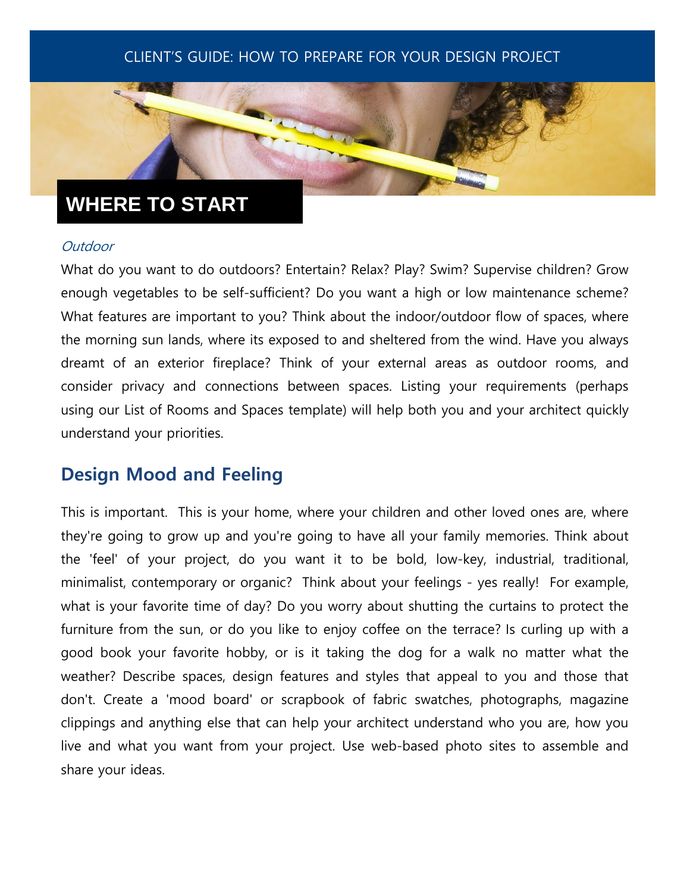# WHERE TO START

*Outdoor*

What do you want to do outdoors? Entertain? Relax? Play? Swim? Supervise children? Grow enough vegetables to be self-sufficient? Do you want a high or low maintenance scheme? What features are important to you? Think about the indoor/outdoor flow of spaces, where the morning sun lands, where its exposed to and sheltered from the wind. Have you always dreamt of an exterior fireplace? Think of your external areas as outdoor rooms, and consider privacy and connections between spaces. Listing your requirements (perhaps using our List of Rooms and Spaces template) will help both you and your architect quickly understand your priorities.

## Design Mood and Feeling

This is important. This is your home, where your children and other loved ones are, where they're going to grow up and you're going to have all your family memories. Think about the 'feel' of your project, do you want it to be bold, low-key, industrial, traditional, minimalist, contemporary or organic? Think about your feelings - yes really! For example, what is your favorite time of day? Do you worry about shutting the curtains to protect the furniture from the sun, or do you like to enjoy coffee on the terrace? Is curling up with a good book your favorite hobby, or is it taking the dog for a walk no matter what the weather? Describe spaces, design features and styles that appeal to you and those that don't. Create a 'mood board' or scrapbook of fabric swatches, photographs, magazine clippings and anything else that can help your architect understand who you are, how you live and what you want from your project. Use web-based photo sites to assemble and share your ideas.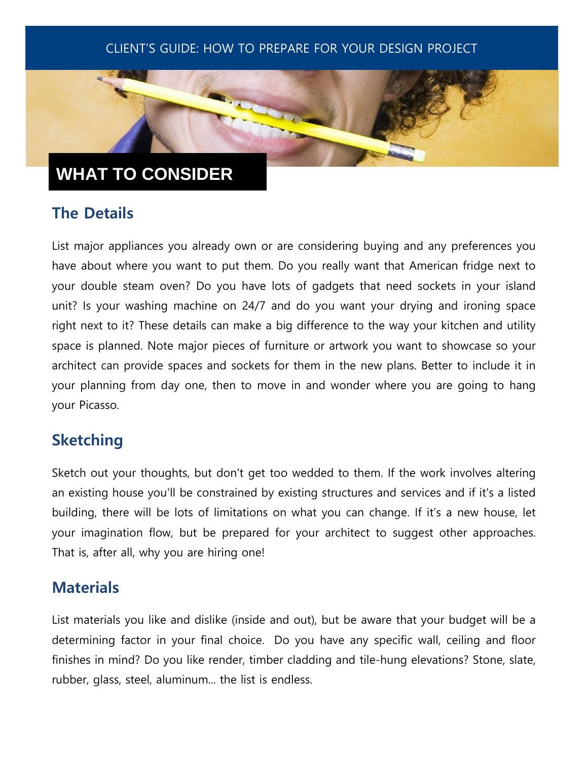CLIENT'S GUIDE: HOW TO PREPARE FOR YOUR DESIGN PROJECT

# WHAT TO CONSIDER

## The Details

List major appliances you already own or are considering buying and any preferences you have about where you want to put them. Do you really want that American fridge next to your double steam oven? Do you have lots of gadgets that need sockets in your island unit? Is your washing machine on 24/7 and do you want your drying and ironing space right next to it? These details can make a big difference to the way your kitchen and utility space is planned. Note major pieces of furniture or artwork you want to showcase so your architect can provide spaces and sockets for them in the new plans. Better to include it in your planning from day one, then to move in and wonder where you are going to hang your Picasso.

## Sketching

Sketch out your thoughts, but don't get too wedded to them. If the work involves altering an existing house you'll be constrained by existing structures and services and if it's a listed building, there will be lots of limitations on what you can change. If it's a new house, let your imagination flow, but be prepared for your architect to suggest other approaches. That is, after all, why you are hiring one!

## Materials

List materials you like and dislike (inside and out), but be aware that your budget will be a determining factor in your final choice. Do you have any specific wall, ceiling and floor finishes in mind? Do you like render, timber cladding and tile-hung elevations? Stone, slate, rubber, glass, steel, aluminum... the list is endless.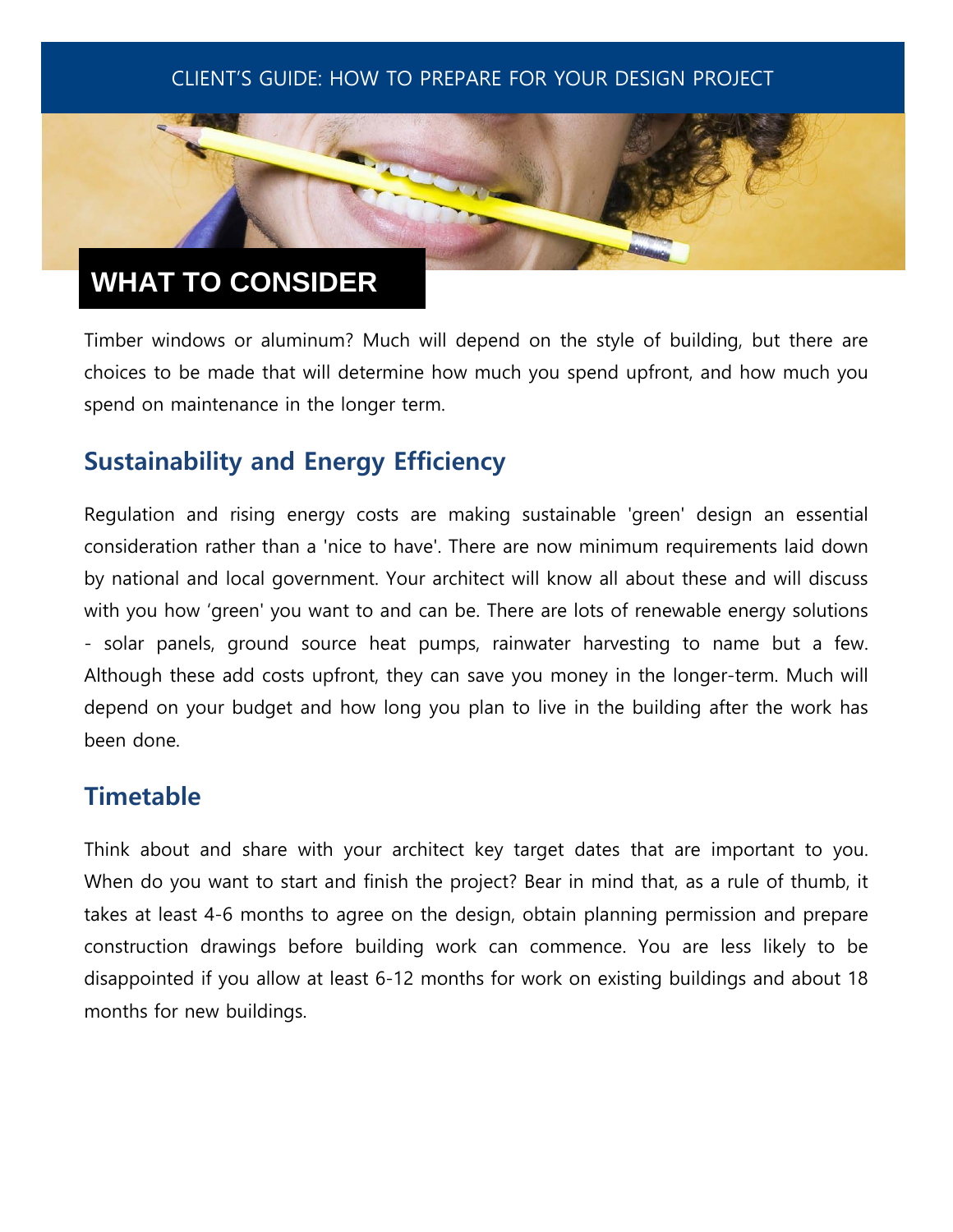# WHAT TO CONSIDER

Timber windows or aluminum? Much will depend on the style of building, but there are choices to be made that will determine how much you spend upfront, and how much you spend on maintenance in the longer term.

## Sustainability and Energy Efficiency

Regulation and rising energy costs are making sustainable 'green' design an essential consideration rather than a 'nice to have'. There are now minimum requirements laid down by national and local government. Your architect will know all about these and will discuss with you how 'green' you want to and can be. There are lots of renewable energy solutions - solar panels, ground source heat pumps, rainwater harvesting to name but a few. Although these add costs upfront, they can save you money in the longer-term. Much will depend on your budget and how long you plan to live in the building after the work has been done.

## Timetable

Think about and share with your architect key target dates that are important to you. When do you want to start and finish the project? Bear in mind that, as a rule of thumb, it takes at least 4-6 months to agree on the design, obtain planning permission and prepare construction drawings before building work can commence. You are less likely to be disappointed if you allow at least 6-12 months for work on existing buildings and about 18 months for new buildings.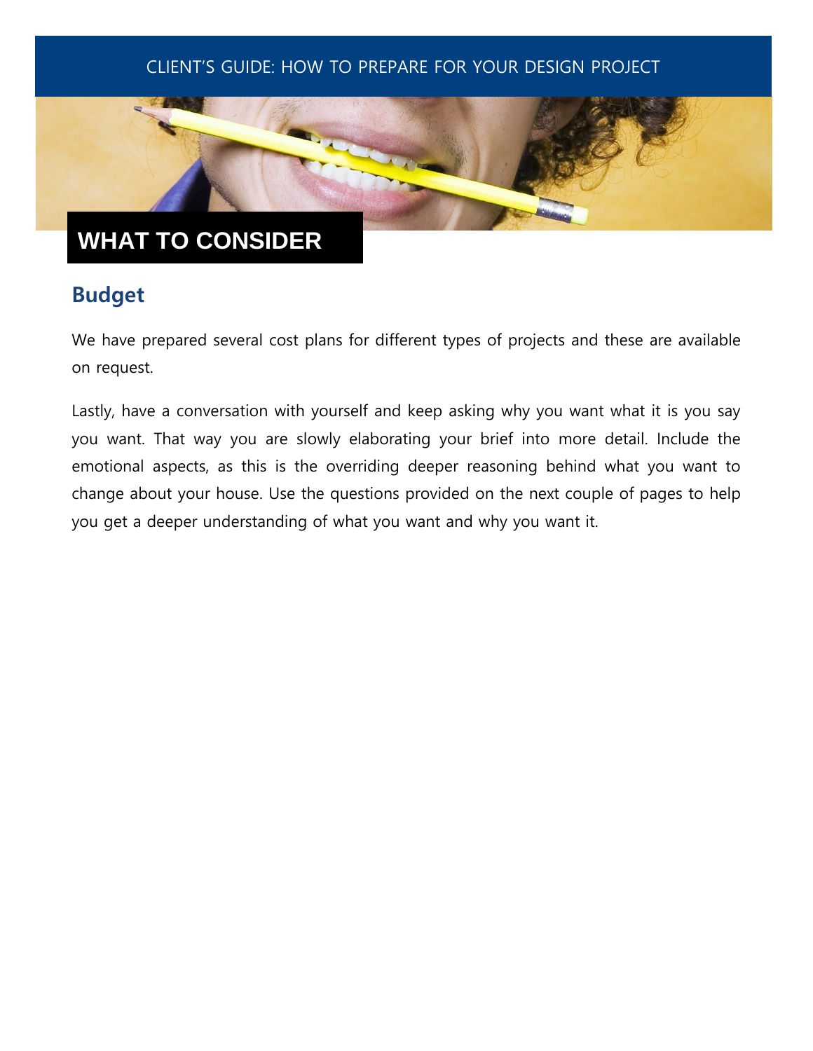# WHAT TO CONSIDER

## Budget

We have prepared several cost plans for different types of projects and these are available on request.

Lastly, have a conversation with yourself and keep asking why you want what it is you say you want. That way you are slowly elaborating your brief into more detail. Include the emotional aspects, as this is the overriding deeper reasoning behind what you want to change about your house. Use the questions provided on the next couple of pages to help you get a deeper understanding of what you want and why you want it.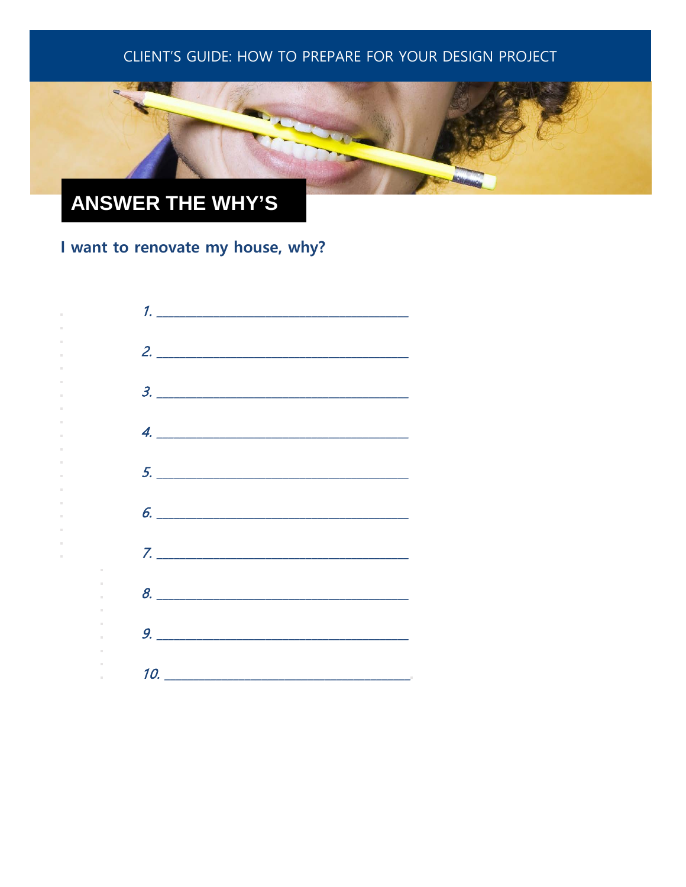# ANSWER THE WHY'S

## I want to renovate my house, why?

1. ______________________________________
2. ______________________________________
3. ______________________________________
4. ______________________________________
5. ______________________________________
6. ______________________________________
7. ______________________________________
8. ______________________________________
9. ______________________________________
10. ______________________________________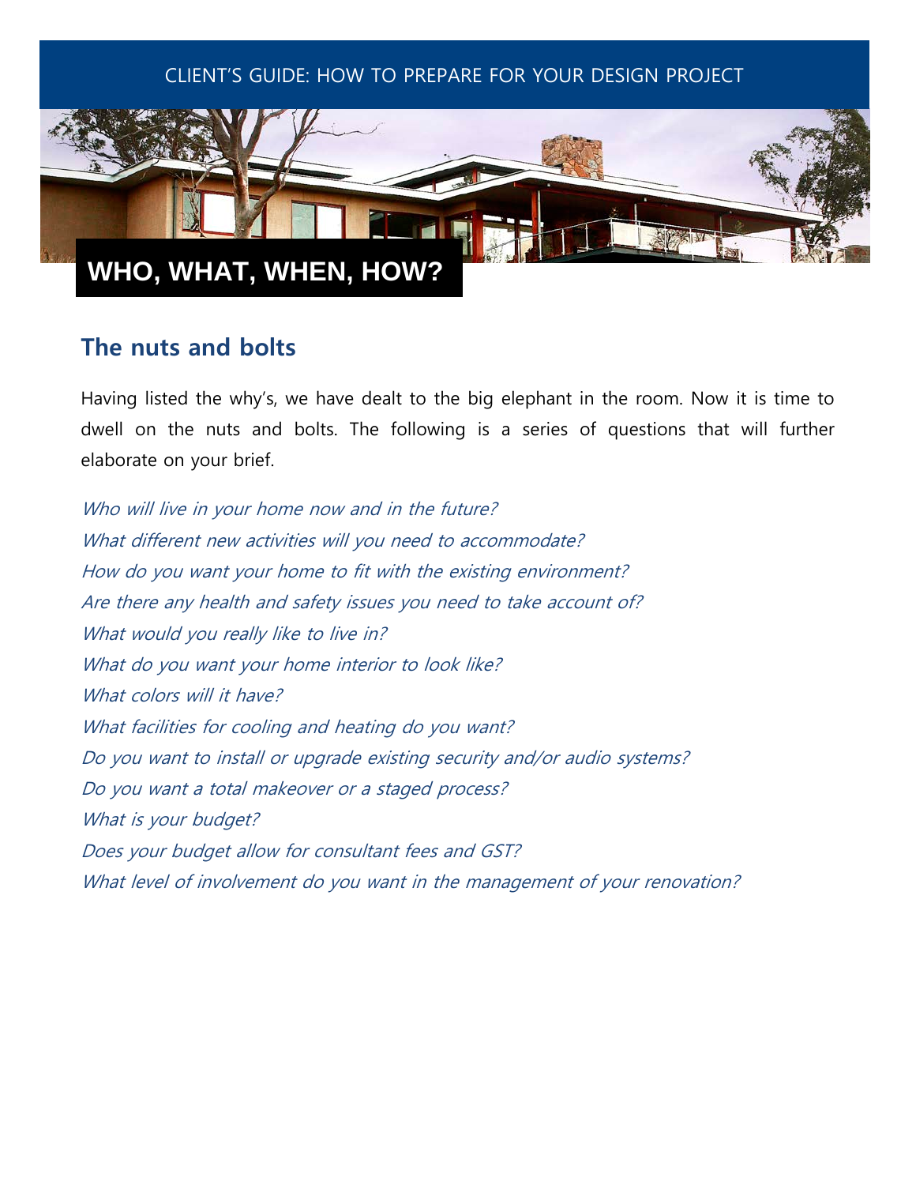# WHO, WHAT, WHEN, HOW?

## The nuts and bolts

Having listed the why's, we have dealt to the big elephant in the room. Now it is time to dwell on the nuts and bolts. The following is a series of questions that will further elaborate on your brief.

*Who will live in your home now and in the future?*
*What different new activities will you need to accommodate?*
*How do you want your home to fit with the existing environment?*
*Are there any health and safety issues you need to take account of?*
*What would you really like to live in?*
*What do you want your home interior to look like?*
*What colors will it have?*
*What facilities for cooling and heating do you want?*
*Do you want to install or upgrade existing security and/or audio systems?*
*Do you want a total makeover or a staged process?*
*What is your budget?*
*Does your budget allow for consultant fees and GST?*
*What level of involvement do you want in the management of your renovation?*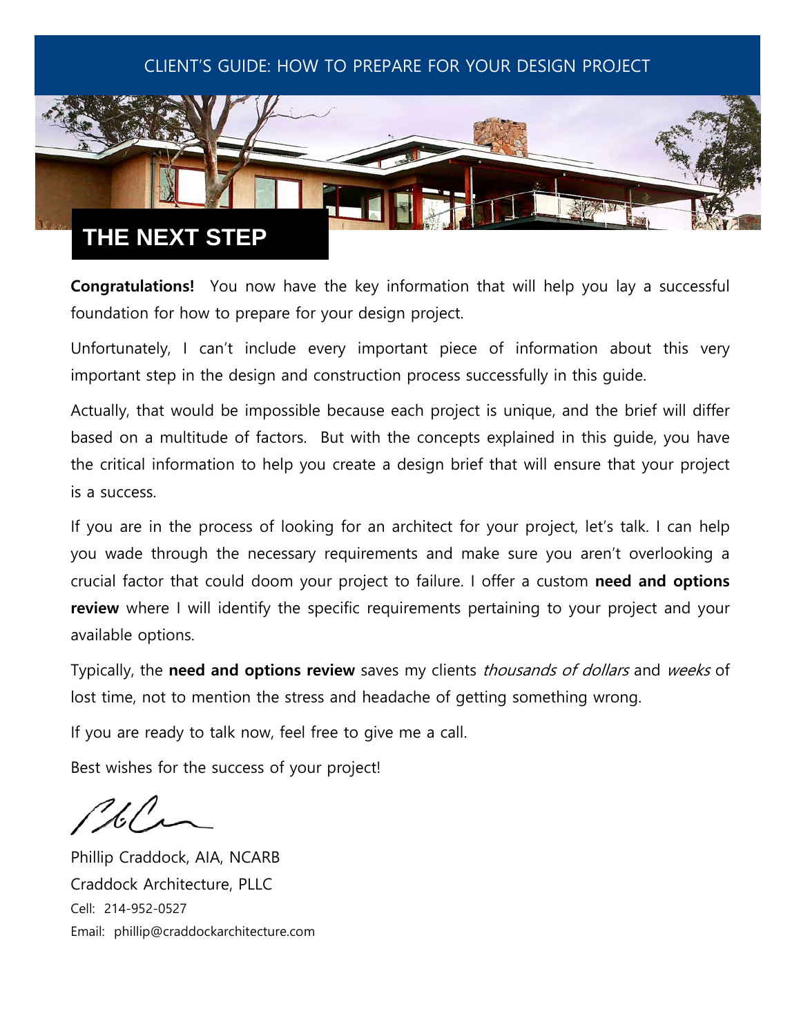# THE NEXT STEP

**Congratulations!** You now have the key information that will help you lay a successful foundation for how to prepare for your design project.

Unfortunately, I can't include every important piece of information about this very important step in the design and construction process successfully in this guide.

Actually, that would be impossible because each project is unique, and the brief will differ based on a multitude of factors. But with the concepts explained in this guide, you have the critical information to help you create a design brief that will ensure that your project is a success.

If you are in the process of looking for an architect for your project, let's talk. I can help you wade through the necessary requirements and make sure you aren't overlooking a crucial factor that could doom your project to failure. I offer a custom **need and options review** where I will identify the specific requirements pertaining to your project and your available options.

Typically, the **need and options review** saves my clients *thousands of dollars* and *weeks* of lost time, not to mention the stress and headache of getting something wrong.

If you are ready to talk now, feel free to give me a call.

Best wishes for the success of your project!

Phillip Craddock, AIA, NCARB
Craddock Architecture, PLLC
Cell: 214-952-0527
Email: phillip@craddockarchitecture.com